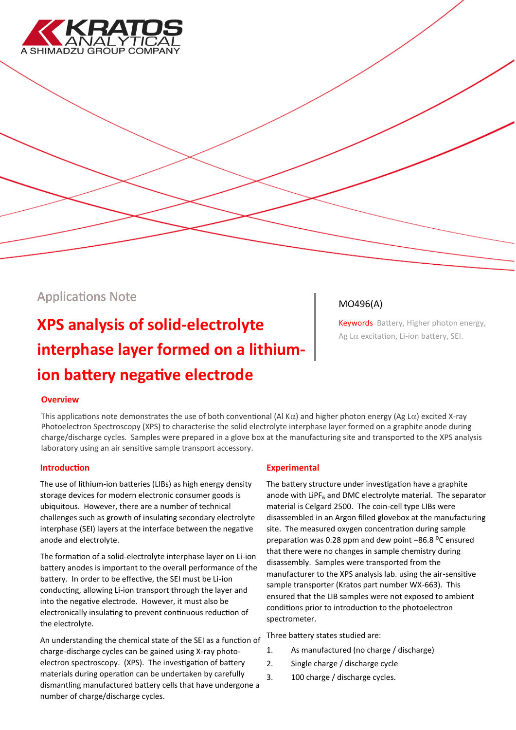Applications Note

MO496(A)

# XPS analysis of solid-electrolyte interphase layer formed on a lithium-ion battery negative electrode

**Keywords** Battery, Higher photon energy, Ag Lα excitation, Li-ion battery, SEI.

## Overview

This applications note demonstrates the use of both conventional (Al Kα) and higher photon energy (Ag Lα) excited X-ray Photoelectron Spectroscopy (XPS) to characterise the solid electrolyte interphase layer formed on a graphite anode during charge/discharge cycles. Samples were prepared in a glove box at the manufacturing site and transported to the XPS analysis laboratory using an air sensitive sample transport accessory.

## Introduction

The use of lithium-ion batteries (LIBs) as high energy density storage devices for modern electronic consumer goods is ubiquitous. However, there are a number of technical challenges such as growth of insulating secondary electrolyte interphase (SEI) layers at the interface between the negative anode and electrolyte.

The formation of a solid-electrolyte interphase layer on Li-ion battery anodes is important to the overall performance of the battery. In order to be effective, the SEI must be Li-ion conducting, allowing Li-ion transport through the layer and into the negative electrode. However, it must also be electronically insulating to prevent continuous reduction of the electrolyte.

An understanding the chemical state of the SEI as a function of charge-discharge cycles can be gained using X-ray photo-electron spectroscopy. (XPS). The investigation of battery materials during operation can be undertaken by carefully dismantling manufactured battery cells that have undergone a number of charge/discharge cycles.

## Experimental

The battery structure under investigation have a graphite anode with $LiPF_6$ and DMC electrolyte material. The separator material is Celgard 2500. The coin-cell type LIBs were disassembled in an Argon filled glovebox at the manufacturing site. The measured oxygen concentration during sample preparation was 0.28 ppm and dew point –86.8 $^{o}$C ensured that there were no changes in sample chemistry during disassembly. Samples were transported from the manufacturer to the XPS analysis lab. using the air-sensitive sample transporter (Kratos part number WX-663). This ensured that the LIB samples were not exposed to ambient conditions prior to introduction to the photoelectron spectrometer.

Three battery states studied are:

1. As manufactured (no charge / discharge)
2. Single charge / discharge cycle
3. 100 charge / discharge cycles.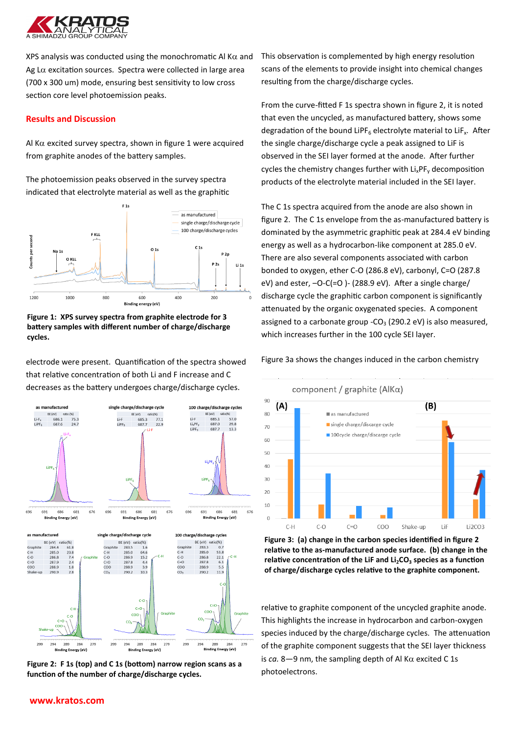XPS analysis was conducted using the monochromatic Al Kα and Ag Lα excitation sources. Spectra were collected in large area (700 x 300 um) mode, ensuring best sensitivity to low cross section core level photoemission peaks.

## Results and Discussion

Al Kα excited survey spectra, shown in figure 1 were acquired from graphite anodes of the battery samples.

The photoemission peaks observed in the survey spectra indicated that electrolyte material as well as the graphitic electrode were present. Quantification of the spectra showed that relative concentration of both Li and F increase and C decreases as the battery undergoes charge/discharge cycles.

**Figure 1: XPS survey spectra from graphite electrode for 3 battery samples with different number of charge/discharge cycles.**

**Figure 2: F 1s (top) and C 1s (bottom) narrow region scans as a function of the number of charge/discharge cycles.**

This observation is complemented by high energy resolution scans of the elements to provide insight into chemical changes resulting from the charge/discharge cycles.

From the curve-fitted F 1s spectra shown in figure 2, it is noted that even the uncycled, as manufactured battery, shows some degradation of the bound $LiPF_6$ electrolyte material to $LiF_x$. After the single charge/discharge cycle a peak assigned to LiF is observed in the SEI layer formed at the anode. After further cycles the chemistry changes further with $Li_xPF_y$ decomposition products of the electrolyte material included in the SEI layer.

The C 1s spectra acquired from the anode are also shown in figure 2. The C 1s envelope from the as-manufactured battery is dominated by the asymmetric graphitic peak at 284.4 eV binding energy as well as a hydrocarbon-like component at 285.0 eV. There are also several components associated with carbon bonded to oxygen, ether C-O (286.8 eV), carbonyl, C=O (287.8 eV) and ester, –O-C(=O )- (288.9 eV). After a single charge/discharge cycle the graphitic carbon component is significantly attenuated by the organic oxygenated species. A component assigned to a carbonate group $-CO_3$ (290.2 eV) is also measured, which increases further in the 100 cycle SEI layer.

Figure 3a shows the changes induced in the carbon chemistry relative to graphite component of the uncycled graphite anode. This highlights the increase in hydrocarbon and carbon-oxygen species induced by the charge/discharge cycles. The attenuation of the graphite component suggests that the SEI layer thickness is *ca.* 8—9 nm, the sampling depth of Al Kα excited C 1s photoelectrons.

**Figure 3: (a) change in the carbon species identified in figure 2 relative to the as-manufactured anode surface. (b) change in the relative concentration of the LiF and $Li_2CO_3$ species as a function of charge/discharge cycles relative to the graphite component.**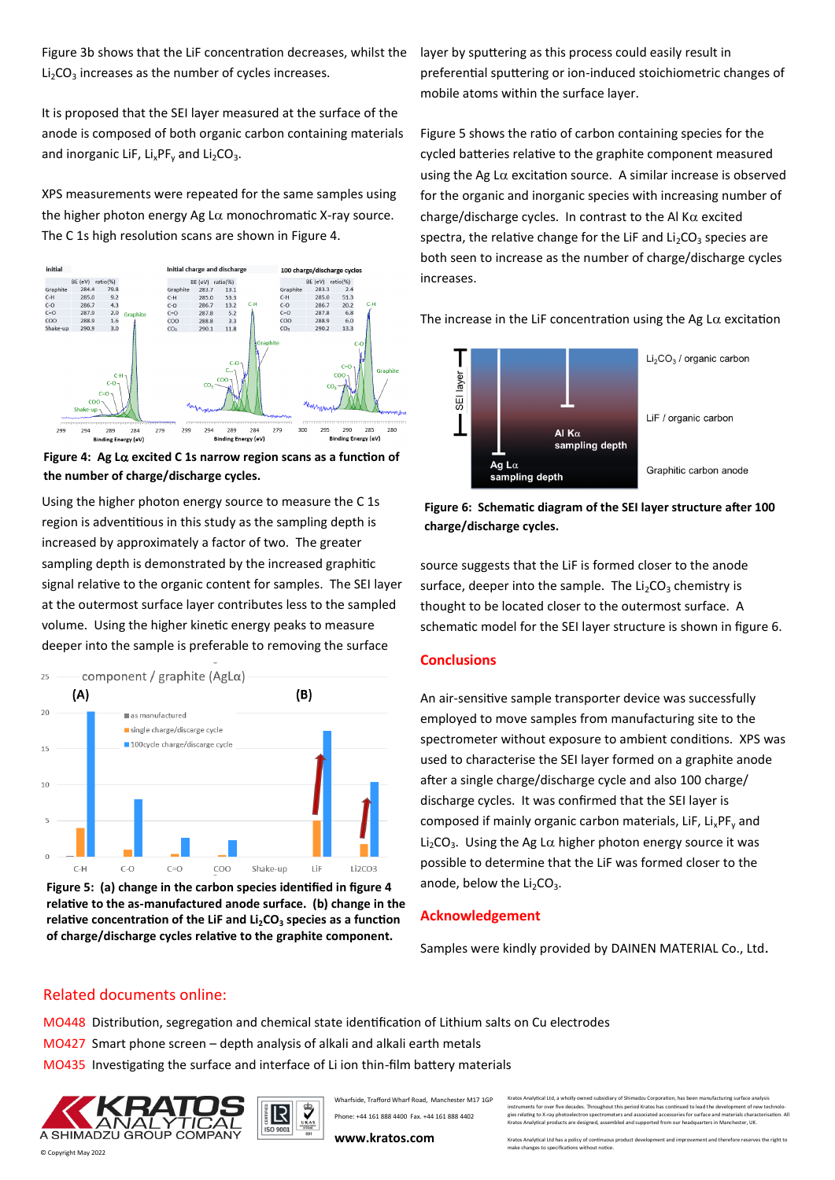Figure 3b shows that the LiF concentration decreases, whilst the $Li_2CO_3$ increases as the number of cycles increases.

It is proposed that the SEI layer measured at the surface of the anode is composed of both organic carbon containing materials and inorganic LiF, $Li_xPF_y$ and $Li_2CO_3$.

XPS measurements were repeated for the same samples using the higher photon energy Ag Lα monochromatic X-ray source. The C 1s high resolution scans are shown in Figure 4.

initial

| | BE (eV) | ratio(%) |
|---|---|---|
| Graphite | 284.4 | 79.8 |
| C-H | 285.0 | 9.2 |
| C-O | 286.7 | 4.3 |
| C=O | 287.9 | 2.0 |
| COO | 288.9 | 1.6 |
| Shake-up | 290.9 | 3.0 |

Initial charge and discharge

| | BE (eV) | ratio(%) |
|---|---|---|
| Graphite | 283.7 | 13.1 |
| C-H | 285.0 | 53.3 |
| C-O | 286.7 | 13.2 |
| C=O | 287.8 | 5.2 |
| COO | 288.8 | 3.3 |
| $CO_3$ | 290.1 | 11.8 |

100 charge/discharge cycles

| | BE (eV) | ratio(%) |
|---|---|---|
| Graphite | 283.3 | 2.4 |
| C-H | 285.0 | 51.3 |
| C-O | 286.7 | 20.2 |
| C=O | 287.8 | 6.8 |
| COO | 288.9 | 6.0 |
| $CO_3$ | 290.2 | 13.3 |

Binding Energy (eV)

**Figure 4: Ag Lα excited C 1s narrow region scans as a function of the number of charge/discharge cycles.**

Using the higher photon energy source to measure the C 1s region is adventitious in this study as the sampling depth is increased by approximately a factor of two. The greater sampling depth is demonstrated by the increased graphitic signal relative to the organic content for samples. The SEI layer at the outermost surface layer contributes less to the sampled volume. Using the higher kinetic energy peaks to measure deeper into the sample is preferable to removing the surface layer by sputtering as this process could easily result in preferential sputtering or ion-induced stoichiometric changes of mobile atoms within the surface layer.

component / graphite (AgLα)

(A) (B)

as manufactured
single charge/discarge cycle
100cycle charge/discarge cycle

C-H C-O C=O COO Shake-up LiF Li2CO3

**Figure 5: (a) change in the carbon species identified in figure 4 relative to the as-manufactured anode surface. (b) change in the relative concentration of the LiF and $Li_2CO_3$ species as a function of charge/discharge cycles relative to the graphite component.**

Figure 5 shows the ratio of carbon containing species for the cycled batteries relative to the graphite component measured using the Ag Lα excitation source. A similar increase is observed for the organic and inorganic species with increasing number of charge/discharge cycles. In contrast to the Al Kα excited spectra, the relative change for the LiF and $Li_2CO_3$ species are both seen to increase as the number of charge/discharge cycles increases.

The increase in the LiF concentration using the Ag Lα excitation source suggests that the LiF is formed closer to the anode surface, deeper into the sample. The $Li_2CO_3$ chemistry is thought to be located closer to the outermost surface. A schematic model for the SEI layer structure is shown in figure 6.

SEI layer
Al Kα sampling depth
Ag Lα sampling depth
$Li_2CO_3$ / organic carbon
LiF / organic carbon
Graphitic carbon anode

**Figure 6: Schematic diagram of the SEI layer structure after 100 charge/discharge cycles.**

## Conclusions

An air-sensitive sample transporter device was successfully employed to move samples from manufacturing site to the spectrometer without exposure to ambient conditions. XPS was used to characterise the SEI layer formed on a graphite anode after a single charge/discharge cycle and also 100 charge/discharge cycles. It was confirmed that the SEI layer is composed if mainly organic carbon materials, LiF, $Li_xPF_y$ and $Li_2CO_3$. Using the Ag Lα higher photon energy source it was possible to determine that the LiF was formed closer to the anode, below the $Li_2CO_3$.

## Acknowledgement

Samples were kindly provided by DAINEN MATERIAL Co., Ltd.

## Related documents online:

MO448 Distribution, segregation and chemical state identification of Lithium salts on Cu electrodes
MO427 Smart phone screen – depth analysis of alkali and alkali earth metals
MO435 Investigating the surface and interface of Li ion thin-film battery materials

KRATOS ANALYTICAL
A SHIMADZU GROUP COMPANY

Wharfside, Trafford Wharf Road, Manchester M17 1GP
Phone: +44 161 888 4400 Fax. +44 161 888 4402
www.kratos.com

Kratos Analytical Ltd, a wholly owned subsidiary of Shimadzu Corporation, has been manufacturing surface analysis instruments for over five decades. Throughout this period Kratos has continued to lead the development of new technologies relating to X-ray photoelectron spectrometers and associated accessories for surface and materials characterisation. All Kratos Analytical products are designed, assembled and supported from our headquarters in Manchester, UK.

Kratos Analytical Ltd has a policy of continuous product development and improvement and therefore reserves the right to make changes to specifications without notice.

© Copyright May 2022